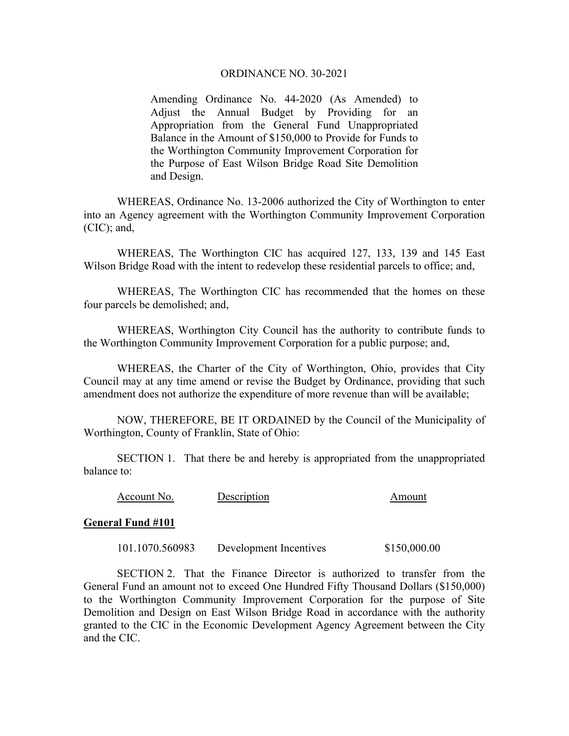# ORDINANCE NO. 30-2021

Amending Ordinance No. 44-2020 (As Amended) to Adjust the Annual Budget by Providing for an Appropriation from the General Fund Unappropriated Balance in the Amount of $150,000 to Provide for Funds to the Worthington Community Improvement Corporation for the Purpose of East Wilson Bridge Road Site Demolition and Design.

WHEREAS, Ordinance No. 13-2006 authorized the City of Worthington to enter into an Agency agreement with the Worthington Community Improvement Corporation (CIC); and,

WHEREAS, The Worthington CIC has acquired 127, 133, 139 and 145 East Wilson Bridge Road with the intent to redevelop these residential parcels to office; and,

WHEREAS, The Worthington CIC has recommended that the homes on these four parcels be demolished; and,

WHEREAS, Worthington City Council has the authority to contribute funds to the Worthington Community Improvement Corporation for a public purpose; and,

WHEREAS, the Charter of the City of Worthington, Ohio, provides that City Council may at any time amend or revise the Budget by Ordinance, providing that such amendment does not authorize the expenditure of more revenue than will be available;

NOW, THEREFORE, BE IT ORDAINED by the Council of the Municipality of Worthington, County of Franklin, State of Ohio:

SECTION 1. That there be and hereby is appropriated from the unappropriated balance to:

| Account No. | Description | Amount |
|---|---|---|
| **General Fund #101** | | |
| 101.1070.560983 | Development Incentives | $150,000.00 |

SECTION 2. That the Finance Director is authorized to transfer from the General Fund an amount not to exceed One Hundred Fifty Thousand Dollars ($150,000) to the Worthington Community Improvement Corporation for the purpose of Site Demolition and Design on East Wilson Bridge Road in accordance with the authority granted to the CIC in the Economic Development Agency Agreement between the City and the CIC.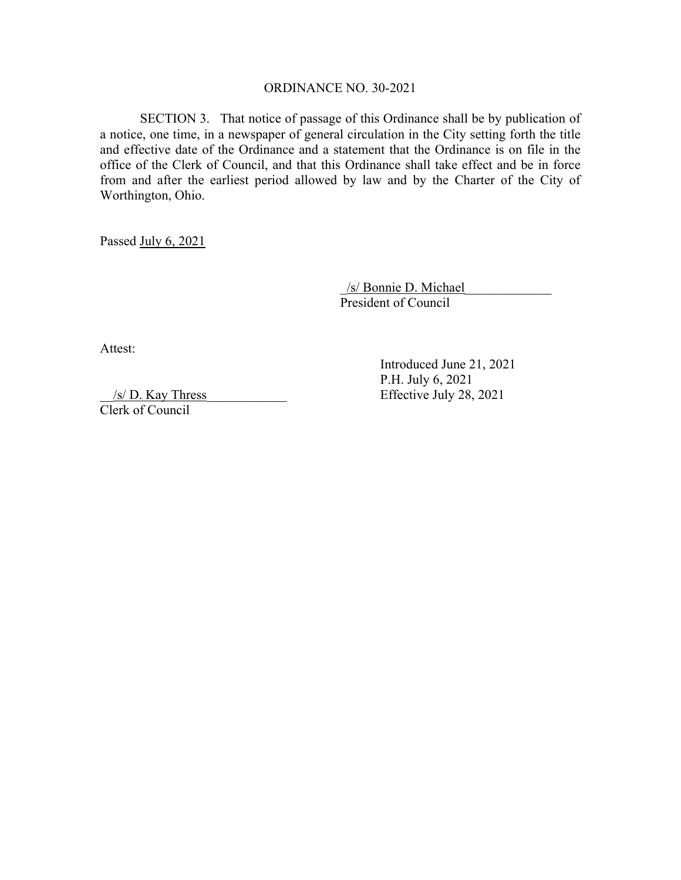ORDINANCE NO. 30-2021

SECTION 3. That notice of passage of this Ordinance shall be by publication of a notice, one time, in a newspaper of general circulation in the City setting forth the title and effective date of the Ordinance and a statement that the Ordinance is on file in the office of the Clerk of Council, and that this Ordinance shall take effect and be in force from and after the earliest period allowed by law and by the Charter of the City of Worthington, Ohio.

Passed July 6, 2021

/s/ Bonnie D. Michael
President of Council

Attest:

/s/ D. Kay Thress
Clerk of Council

Introduced June 21, 2021
P.H. July 6, 2021
Effective July 28, 2021